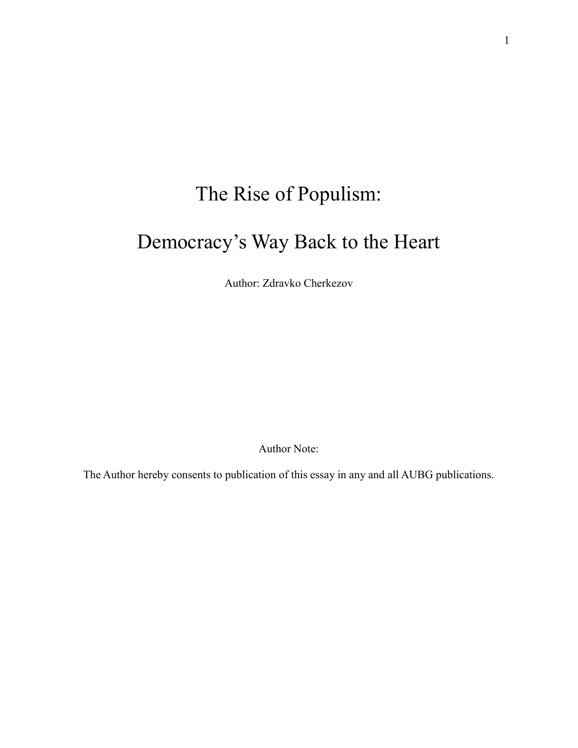# The Rise of Populism:

# Democracy's Way Back to the Heart

Author: Zdravko Cherkezov

Author Note:

The Author hereby consents to publication of this essay in any and all AUBG publications.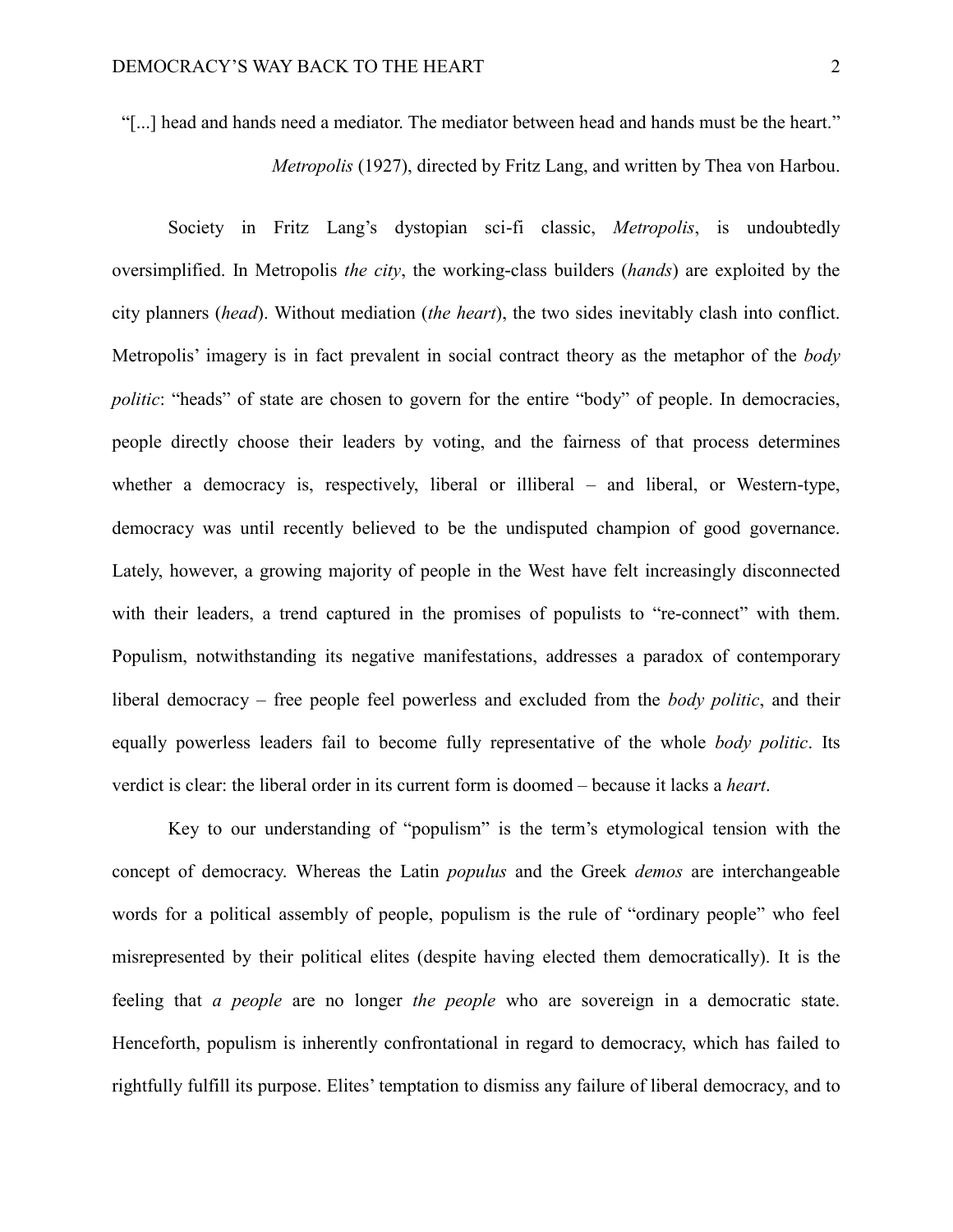"[...] head and hands need a mediator. The mediator between head and hands must be the heart."

*Metropolis* (1927), directed by Fritz Lang, and written by Thea von Harbou.

Society in Fritz Lang's dystopian sci-fi classic, *Metropolis*, is undoubtedly oversimplified. In Metropolis *the city*, the working-class builders (*hands*) are exploited by the city planners (*head*). Without mediation (*the heart*), the two sides inevitably clash into conflict. Metropolis' imagery is in fact prevalent in social contract theory as the metaphor of the *body politic*: "heads" of state are chosen to govern for the entire "body" of people. In democracies, people directly choose their leaders by voting, and the fairness of that process determines whether a democracy is, respectively, liberal or illiberal – and liberal, or Western-type, democracy was until recently believed to be the undisputed champion of good governance. Lately, however, a growing majority of people in the West have felt increasingly disconnected with their leaders, a trend captured in the promises of populists to "re-connect" with them. Populism, notwithstanding its negative manifestations, addresses a paradox of contemporary liberal democracy – free people feel powerless and excluded from the *body politic*, and their equally powerless leaders fail to become fully representative of the whole *body politic*. Its verdict is clear: the liberal order in its current form is doomed – because it lacks a *heart*.

Key to our understanding of "populism" is the term's etymological tension with the concept of democracy. Whereas the Latin *populus* and the Greek *demos* are interchangeable words for a political assembly of people, populism is the rule of "ordinary people" who feel misrepresented by their political elites (despite having elected them democratically). It is the feeling that *a people* are no longer *the people* who are sovereign in a democratic state. Henceforth, populism is inherently confrontational in regard to democracy, which has failed to rightfully fulfill its purpose. Elites' temptation to dismiss any failure of liberal democracy, and to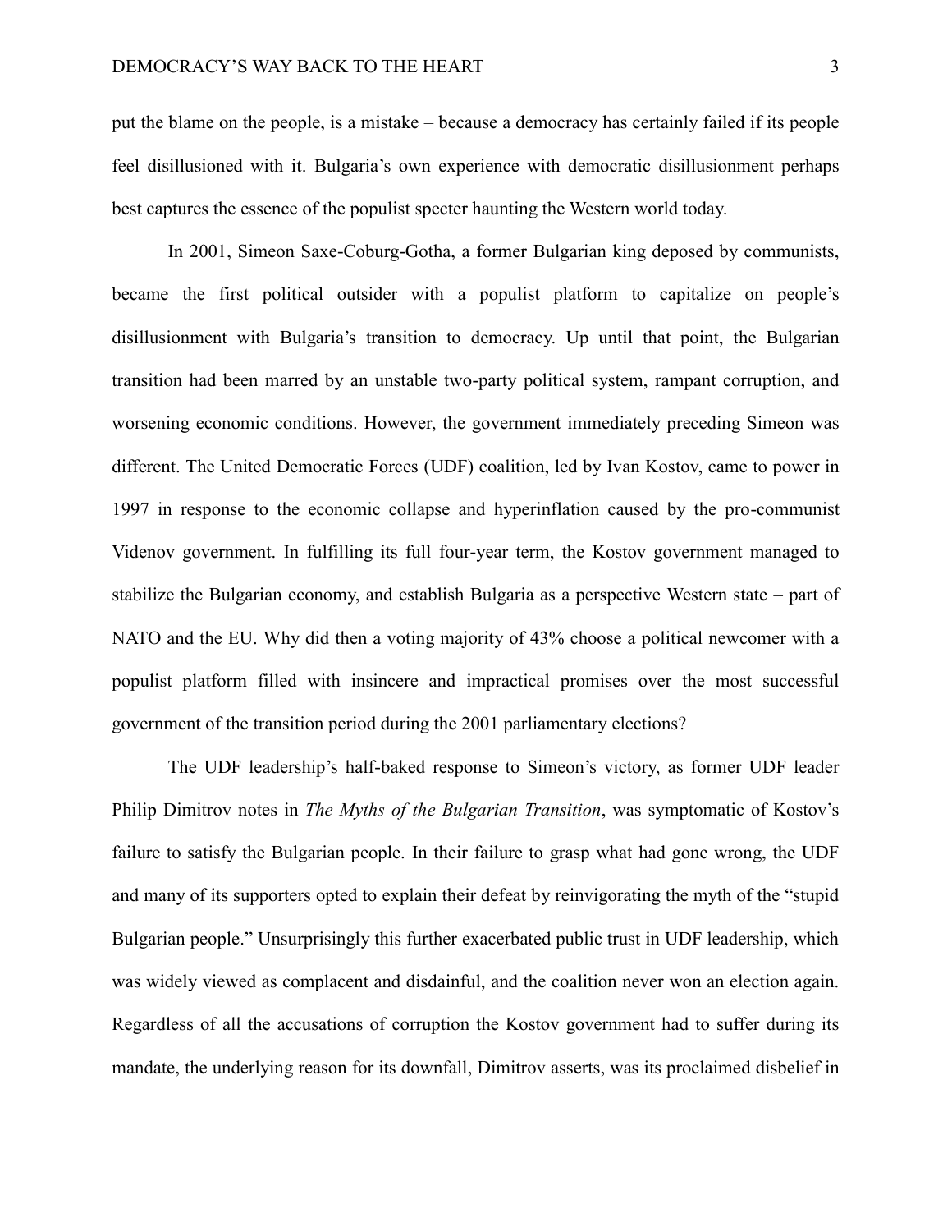put the blame on the people, is a mistake – because a democracy has certainly failed if its people feel disillusioned with it. Bulgaria's own experience with democratic disillusionment perhaps best captures the essence of the populist specter haunting the Western world today.

In 2001, Simeon Saxe-Coburg-Gotha, a former Bulgarian king deposed by communists, became the first political outsider with a populist platform to capitalize on people's disillusionment with Bulgaria's transition to democracy. Up until that point, the Bulgarian transition had been marred by an unstable two-party political system, rampant corruption, and worsening economic conditions. However, the government immediately preceding Simeon was different. The United Democratic Forces (UDF) coalition, led by Ivan Kostov, came to power in 1997 in response to the economic collapse and hyperinflation caused by the pro-communist Videnov government. In fulfilling its full four-year term, the Kostov government managed to stabilize the Bulgarian economy, and establish Bulgaria as a perspective Western state – part of NATO and the EU. Why did then a voting majority of 43% choose a political newcomer with a populist platform filled with insincere and impractical promises over the most successful government of the transition period during the 2001 parliamentary elections?

The UDF leadership's half-baked response to Simeon's victory, as former UDF leader Philip Dimitrov notes in *The Myths of the Bulgarian Transition*, was symptomatic of Kostov's failure to satisfy the Bulgarian people. In their failure to grasp what had gone wrong, the UDF and many of its supporters opted to explain their defeat by reinvigorating the myth of the "stupid Bulgarian people." Unsurprisingly this further exacerbated public trust in UDF leadership, which was widely viewed as complacent and disdainful, and the coalition never won an election again. Regardless of all the accusations of corruption the Kostov government had to suffer during its mandate, the underlying reason for its downfall, Dimitrov asserts, was its proclaimed disbelief in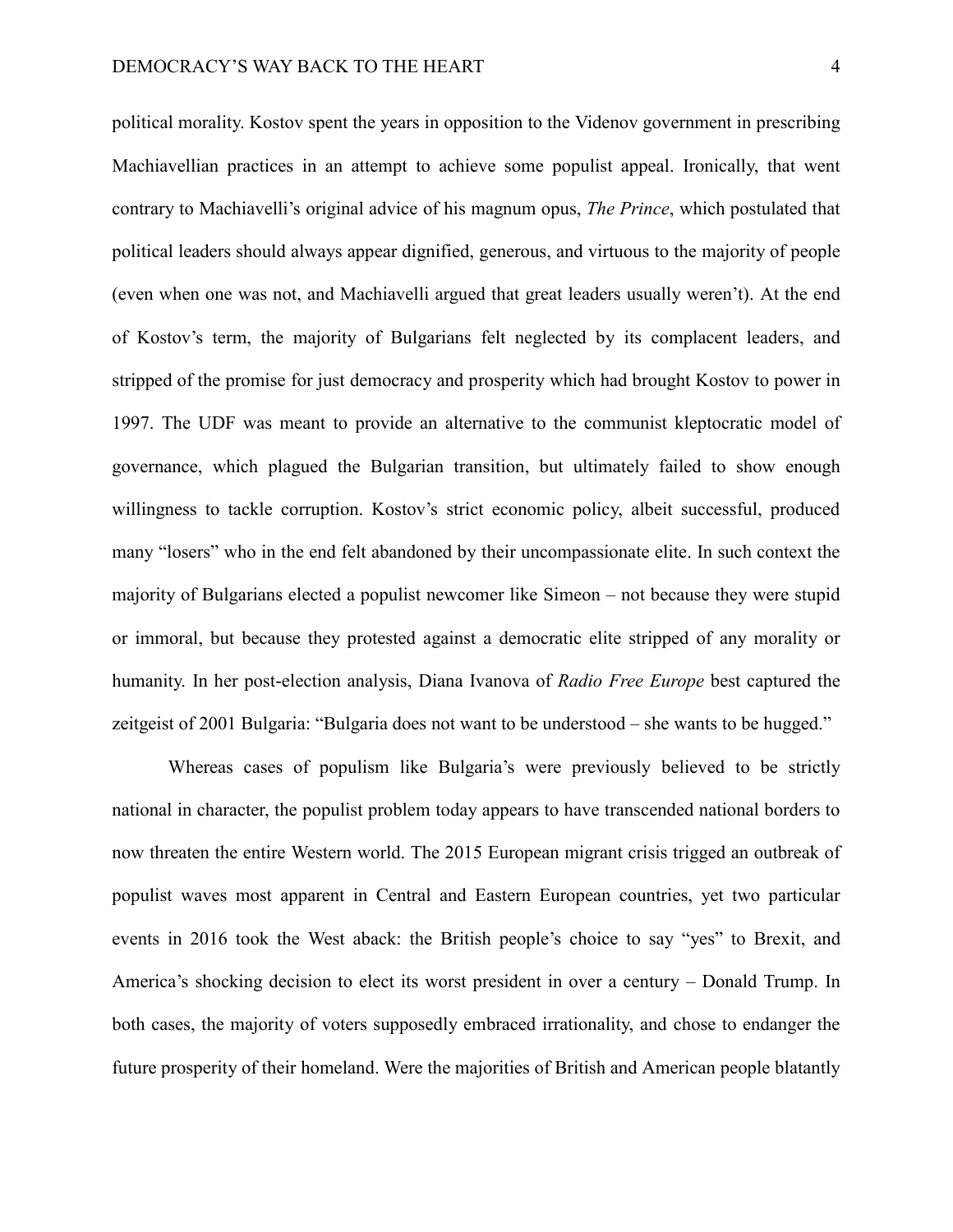political morality. Kostov spent the years in opposition to the Videnov government in prescribing Machiavellian practices in an attempt to achieve some populist appeal. Ironically, that went contrary to Machiavelli's original advice of his magnum opus, *The Prince*, which postulated that political leaders should always appear dignified, generous, and virtuous to the majority of people (even when one was not, and Machiavelli argued that great leaders usually weren't). At the end of Kostov's term, the majority of Bulgarians felt neglected by its complacent leaders, and stripped of the promise for just democracy and prosperity which had brought Kostov to power in 1997. The UDF was meant to provide an alternative to the communist kleptocratic model of governance, which plagued the Bulgarian transition, but ultimately failed to show enough willingness to tackle corruption. Kostov's strict economic policy, albeit successful, produced many "losers" who in the end felt abandoned by their uncompassionate elite. In such context the majority of Bulgarians elected a populist newcomer like Simeon – not because they were stupid or immoral, but because they protested against a democratic elite stripped of any morality or humanity. In her post-election analysis, Diana Ivanova of *Radio Free Europe* best captured the zeitgeist of 2001 Bulgaria: "Bulgaria does not want to be understood – she wants to be hugged."

Whereas cases of populism like Bulgaria's were previously believed to be strictly national in character, the populist problem today appears to have transcended national borders to now threaten the entire Western world. The 2015 European migrant crisis trigged an outbreak of populist waves most apparent in Central and Eastern European countries, yet two particular events in 2016 took the West aback: the British people's choice to say "yes" to Brexit, and America's shocking decision to elect its worst president in over a century – Donald Trump. In both cases, the majority of voters supposedly embraced irrationality, and chose to endanger the future prosperity of their homeland. Were the majorities of British and American people blatantly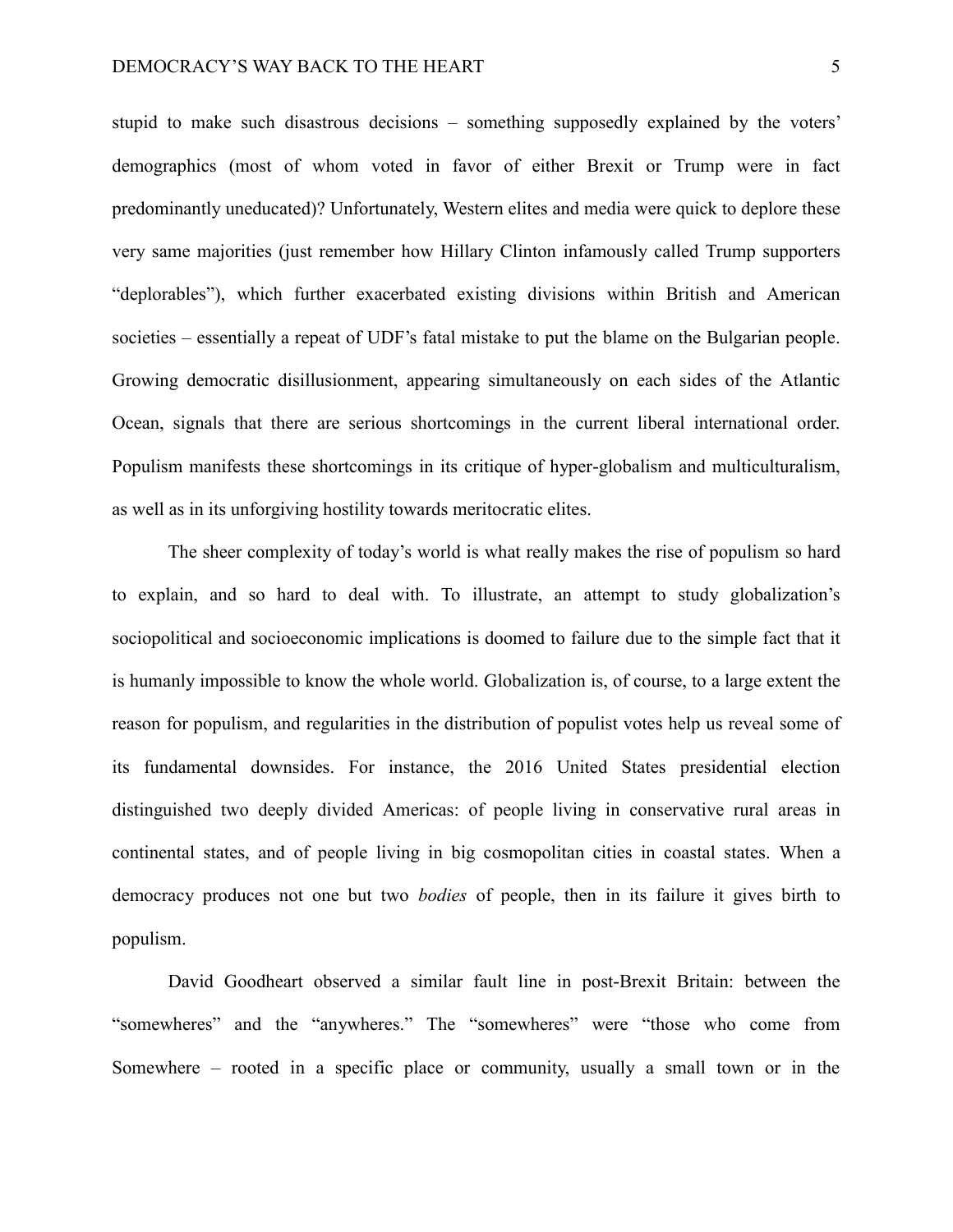stupid to make such disastrous decisions – something supposedly explained by the voters' demographics (most of whom voted in favor of either Brexit or Trump were in fact predominantly uneducated)? Unfortunately, Western elites and media were quick to deplore these very same majorities (just remember how Hillary Clinton infamously called Trump supporters "deplorables"), which further exacerbated existing divisions within British and American societies – essentially a repeat of UDF's fatal mistake to put the blame on the Bulgarian people. Growing democratic disillusionment, appearing simultaneously on each sides of the Atlantic Ocean, signals that there are serious shortcomings in the current liberal international order. Populism manifests these shortcomings in its critique of hyper-globalism and multiculturalism, as well as in its unforgiving hostility towards meritocratic elites.

The sheer complexity of today's world is what really makes the rise of populism so hard to explain, and so hard to deal with. To illustrate, an attempt to study globalization's sociopolitical and socioeconomic implications is doomed to failure due to the simple fact that it is humanly impossible to know the whole world. Globalization is, of course, to a large extent the reason for populism, and regularities in the distribution of populist votes help us reveal some of its fundamental downsides. For instance, the 2016 United States presidential election distinguished two deeply divided Americas: of people living in conservative rural areas in continental states, and of people living in big cosmopolitan cities in coastal states. When a democracy produces not one but two *bodies* of people, then in its failure it gives birth to populism.

David Goodheart observed a similar fault line in post-Brexit Britain: between the "somewheres" and the "anywheres." The "somewheres" were "those who come from Somewhere – rooted in a specific place or community, usually a small town or in the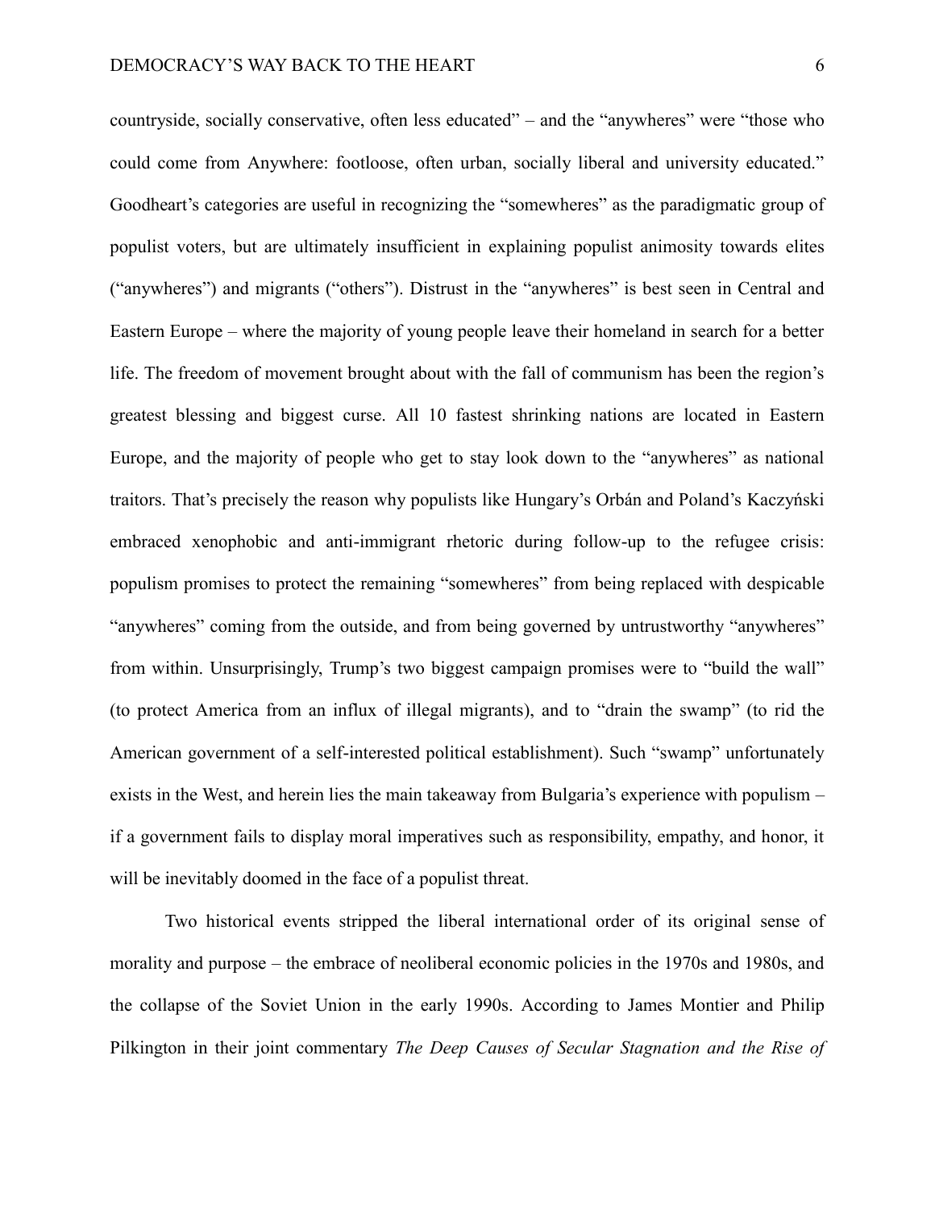countryside, socially conservative, often less educated" – and the "anywheres" were "those who could come from Anywhere: footloose, often urban, socially liberal and university educated." Goodheart's categories are useful in recognizing the "somewheres" as the paradigmatic group of populist voters, but are ultimately insufficient in explaining populist animosity towards elites ("anywheres") and migrants ("others"). Distrust in the "anywheres" is best seen in Central and Eastern Europe – where the majority of young people leave their homeland in search for a better life. The freedom of movement brought about with the fall of communism has been the region's greatest blessing and biggest curse. All 10 fastest shrinking nations are located in Eastern Europe, and the majority of people who get to stay look down to the "anywheres" as national traitors. That's precisely the reason why populists like Hungary's Orbán and Poland's Kaczyński embraced xenophobic and anti-immigrant rhetoric during follow-up to the refugee crisis: populism promises to protect the remaining "somewheres" from being replaced with despicable "anywheres" coming from the outside, and from being governed by untrustworthy "anywheres" from within. Unsurprisingly, Trump's two biggest campaign promises were to "build the wall" (to protect America from an influx of illegal migrants), and to "drain the swamp" (to rid the American government of a self-interested political establishment). Such "swamp" unfortunately exists in the West, and herein lies the main takeaway from Bulgaria's experience with populism – if a government fails to display moral imperatives such as responsibility, empathy, and honor, it will be inevitably doomed in the face of a populist threat.

Two historical events stripped the liberal international order of its original sense of morality and purpose – the embrace of neoliberal economic policies in the 1970s and 1980s, and the collapse of the Soviet Union in the early 1990s. According to James Montier and Philip Pilkington in their joint commentary *The Deep Causes of Secular Stagnation and the Rise of*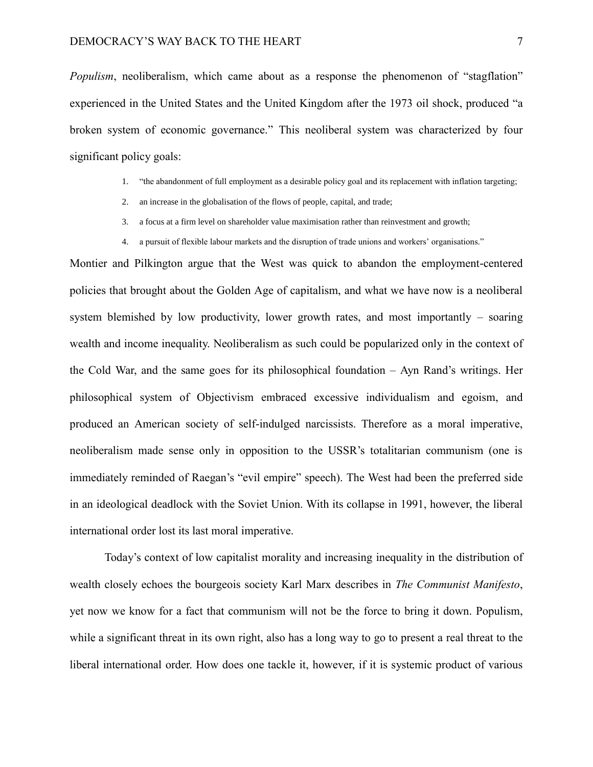*Populism*, neoliberalism, which came about as a response the phenomenon of "stagflation" experienced in the United States and the United Kingdom after the 1973 oil shock, produced "a broken system of economic governance." This neoliberal system was characterized by four significant policy goals:

1. "the abandonment of full employment as a desirable policy goal and its replacement with inflation targeting;
2. an increase in the globalisation of the flows of people, capital, and trade;
3. a focus at a firm level on shareholder value maximisation rather than reinvestment and growth;
4. a pursuit of flexible labour markets and the disruption of trade unions and workers' organisations."

Montier and Pilkington argue that the West was quick to abandon the employment-centered policies that brought about the Golden Age of capitalism, and what we have now is a neoliberal system blemished by low productivity, lower growth rates, and most importantly – soaring wealth and income inequality. Neoliberalism as such could be popularized only in the context of the Cold War, and the same goes for its philosophical foundation – Ayn Rand's writings. Her philosophical system of Objectivism embraced excessive individualism and egoism, and produced an American society of self-indulged narcissists. Therefore as a moral imperative, neoliberalism made sense only in opposition to the USSR's totalitarian communism (one is immediately reminded of Raegan's "evil empire" speech). The West had been the preferred side in an ideological deadlock with the Soviet Union. With its collapse in 1991, however, the liberal international order lost its last moral imperative.

Today's context of low capitalist morality and increasing inequality in the distribution of wealth closely echoes the bourgeois society Karl Marx describes in *The Communist Manifesto*, yet now we know for a fact that communism will not be the force to bring it down. Populism, while a significant threat in its own right, also has a long way to go to present a real threat to the liberal international order. How does one tackle it, however, if it is systemic product of various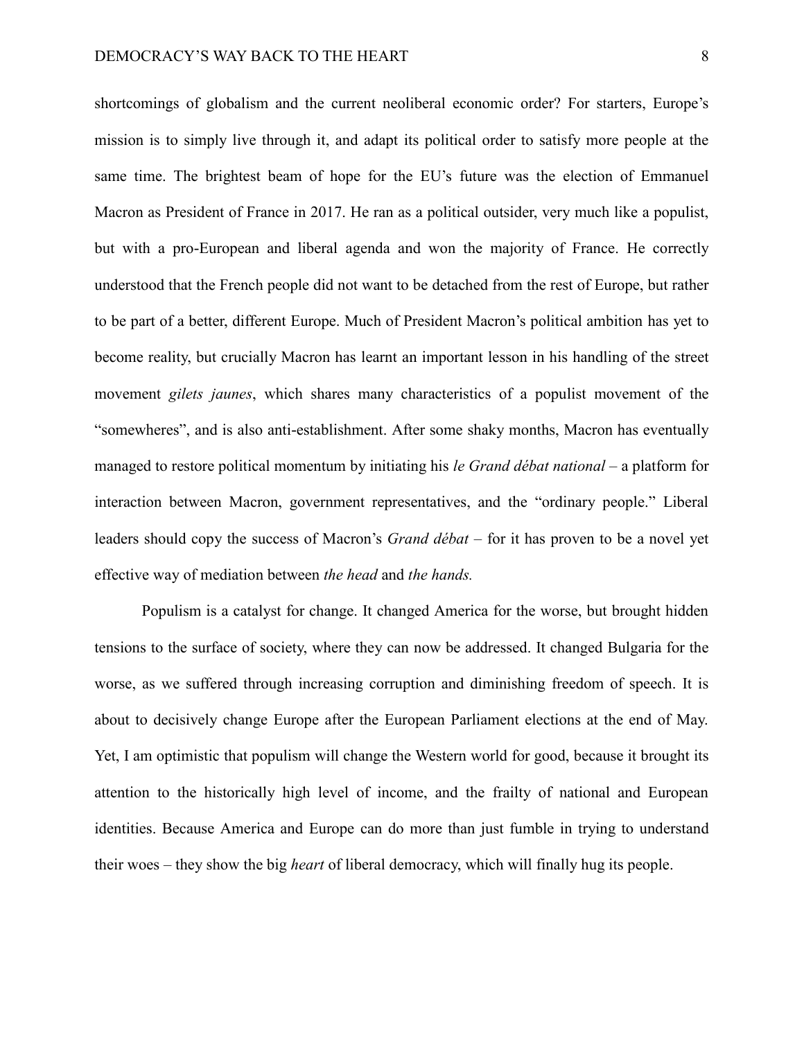shortcomings of globalism and the current neoliberal economic order? For starters, Europe's mission is to simply live through it, and adapt its political order to satisfy more people at the same time. The brightest beam of hope for the EU's future was the election of Emmanuel Macron as President of France in 2017. He ran as a political outsider, very much like a populist, but with a pro-European and liberal agenda and won the majority of France. He correctly understood that the French people did not want to be detached from the rest of Europe, but rather to be part of a better, different Europe. Much of President Macron's political ambition has yet to become reality, but crucially Macron has learnt an important lesson in his handling of the street movement *gilets jaunes*, which shares many characteristics of a populist movement of the "somewheres", and is also anti-establishment. After some shaky months, Macron has eventually managed to restore political momentum by initiating his *le Grand débat national* – a platform for interaction between Macron, government representatives, and the "ordinary people." Liberal leaders should copy the success of Macron's *Grand débat* – for it has proven to be a novel yet effective way of mediation between *the head* and *the hands.*

Populism is a catalyst for change. It changed America for the worse, but brought hidden tensions to the surface of society, where they can now be addressed. It changed Bulgaria for the worse, as we suffered through increasing corruption and diminishing freedom of speech. It is about to decisively change Europe after the European Parliament elections at the end of May. Yet, I am optimistic that populism will change the Western world for good, because it brought its attention to the historically high level of income, and the frailty of national and European identities. Because America and Europe can do more than just fumble in trying to understand their woes – they show the big *heart* of liberal democracy, which will finally hug its people.